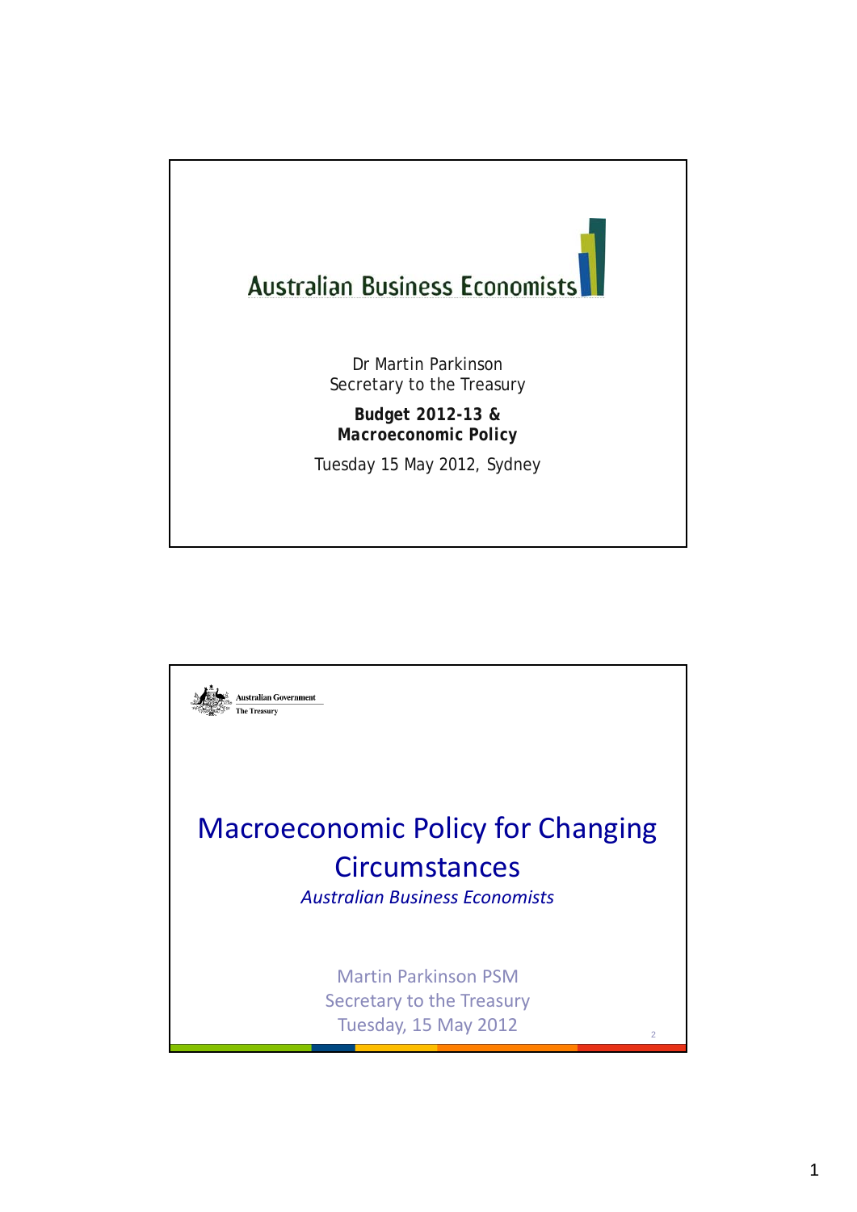Australian Business Economists

Dr Martin Parkinson
Secretary to the Treasury

**Budget 2012-13 &**
**Macroeconomic Policy**

Tuesday 15 May 2012, Sydney

Australian Government
The Treasury

# Macroeconomic Policy for Changing Circumstances

*Australian Business Economists*

Martin Parkinson PSM
Secretary to the Treasury
Tuesday, 15 May 2012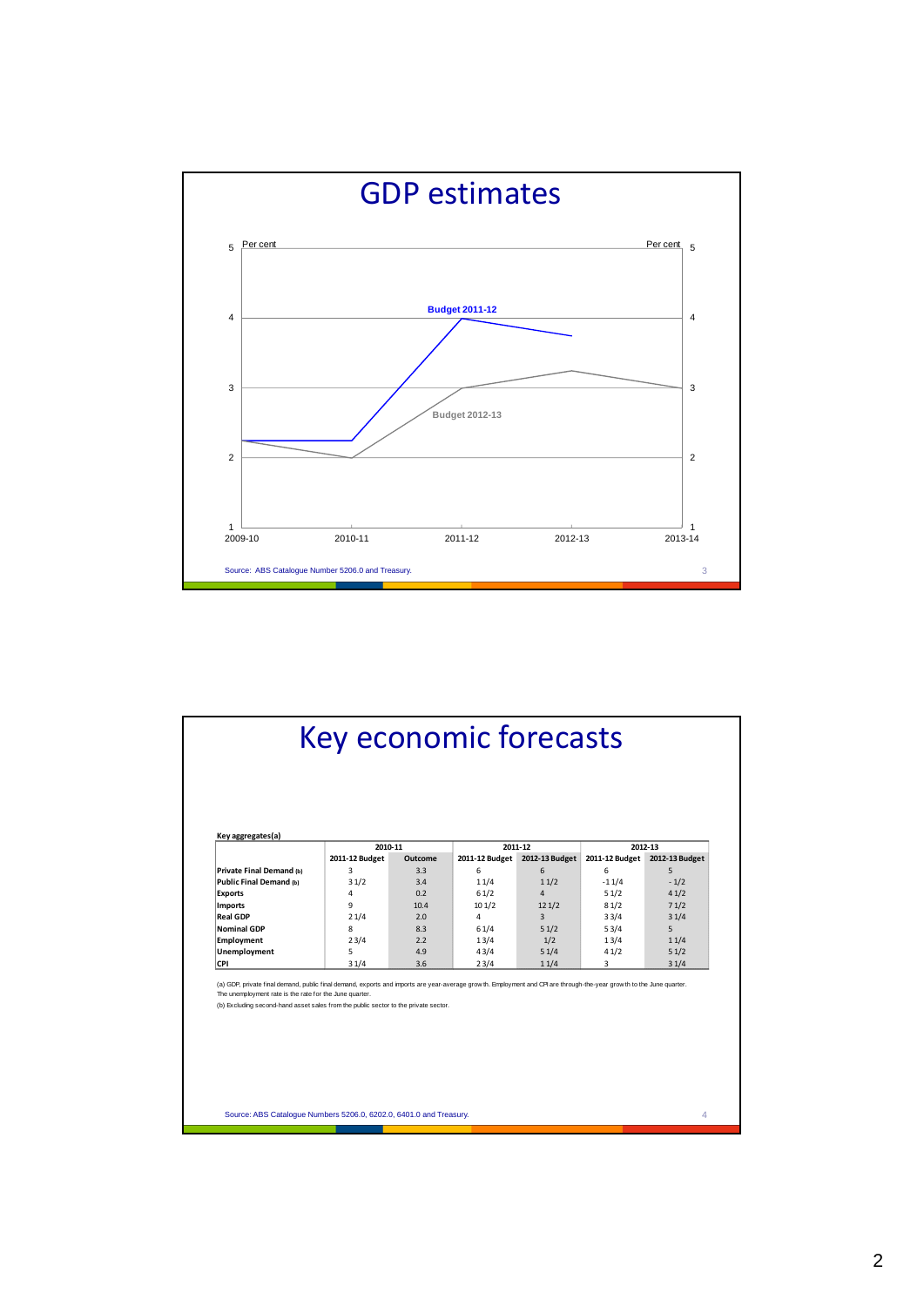# GDP estimates

Per cent

Per cent

5

4

3

2

1

Budget 2011-12

Budget 2012-13

2009-10

2010-11

2011-12

2012-13

2013-14

Source: ABS Catalogue Number 5206.0 and Treasury.

# Key economic forecasts

**Key aggregates(a)**

| | 2010-11 | | 2011-12 | | 2012-13 | |
|---|---|---|---|---|---|---|
| | 2011-12 Budget | Outcome | 2011-12 Budget | 2012-13 Budget | 2011-12 Budget | 2012-13 Budget |
| **Private Final Demand (b)** | 3 | 3.3 | 6 | 6 | 6 | 5 |
| **Public Final Demand (b)** | 3 1/2 | 3.4 | 1 1/4 | 1 1/2 | -1 1/4 | - 1/2 |
| **Exports** | 4 | 0.2 | 6 1/2 | 4 | 5 1/2 | 4 1/2 |
| **Imports** | 9 | 10.4 | 10 1/2 | 12 1/2 | 8 1/2 | 7 1/2 |
| **Real GDP** | 2 1/4 | 2.0 | 4 | 3 | 3 3/4 | 3 1/4 |
| **Nominal GDP** | 8 | 8.3 | 6 1/4 | 5 1/2 | 5 3/4 | 5 |
| **Employment** | 2 3/4 | 2.2 | 1 3/4 | 1/2 | 1 3/4 | 1 1/4 |
| **Unemployment** | 5 | 4.9 | 4 3/4 | 5 1/4 | 4 1/2 | 5 1/2 |
| **CPI** | 3 1/4 | 3.6 | 2 3/4 | 1 1/4 | 3 | 3 1/4 |

(a) GDP, private final demand, public final demand, exports and imports are year-average growth. Employment and CPI are through-the-year growth to the June quarter. The unemployment rate is the rate for the June quarter.

(b) Excluding second-hand asset sales from the public sector to the private sector.

Source: ABS Catalogue Numbers 5206.0, 6202.0, 6401.0 and Treasury.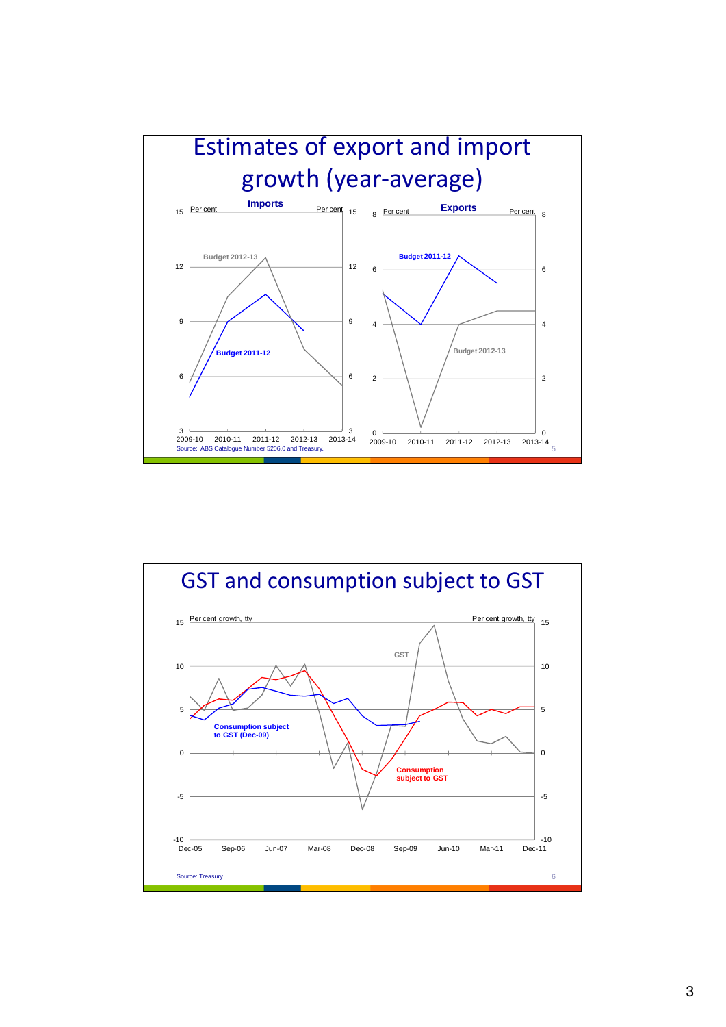## Estimates of export and import growth (year-average)

**Imports**

Per cent

Per cent

15
12
9
6
3

Budget 2012-13

Budget 2011-12

2009-10 2010-11 2011-12 2012-13 2013-14

**Exports**

Per cent

Per cent

8
6
4
2
0

Budget 2011-12

Budget 2012-13

2009-10 2010-11 2011-12 2012-13 2013-14

Source: ABS Catalogue Number 5206.0 and Treasury.

## GST and consumption subject to GST

Per cent growth, tty

Per cent growth, tty

15
10
5
0
-5
-10

GST

Consumption subject to GST (Dec-09)

Consumption subject to GST

Dec-05 Sep-06 Jun-07 Mar-08 Dec-08 Sep-09 Jun-10 Mar-11 Dec-11

Source: Treasury.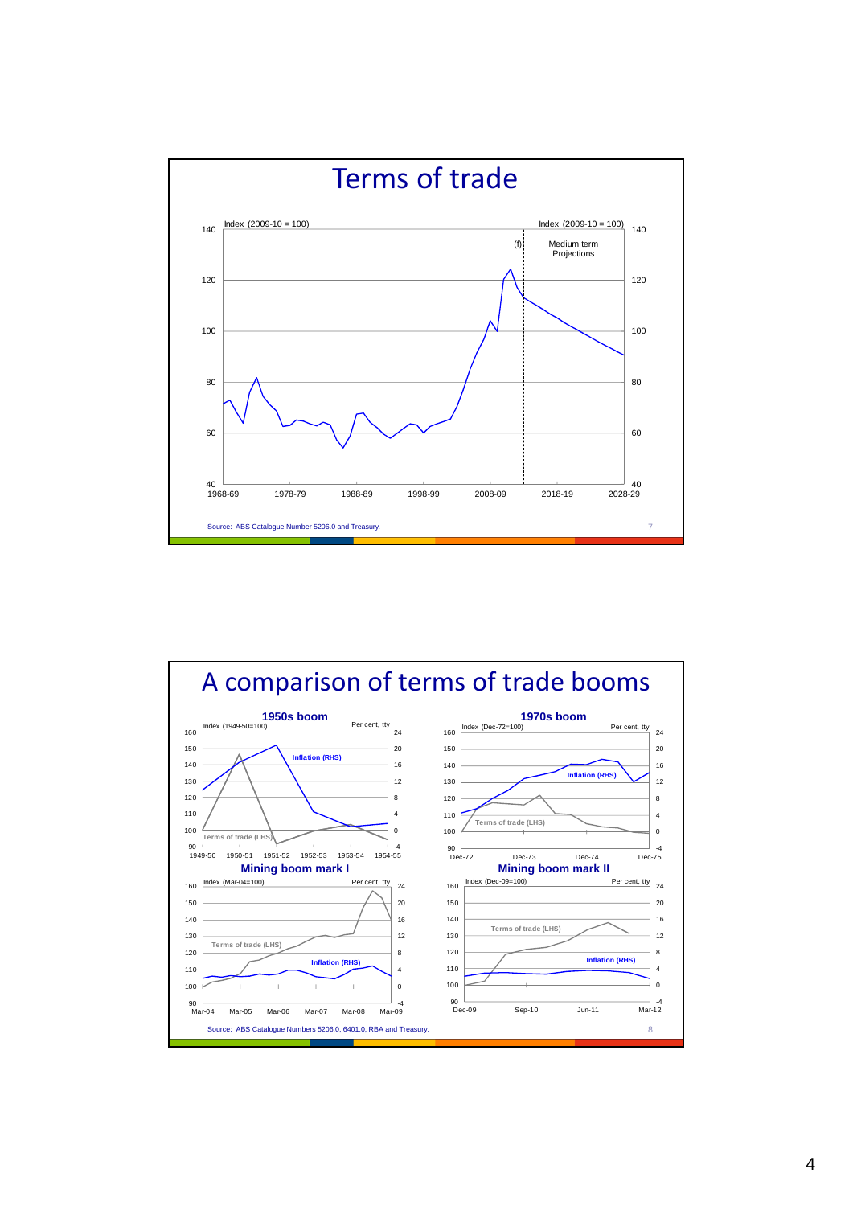# Terms of trade

Index (2009-10 = 100)

Index (2009-10 = 100)

(f)

Medium term Projections

140
120
100
80
60
40

1968-69
1978-79
1988-89
1998-99
2008-09
2018-19
2028-29

Source: ABS Catalogue Number 5206.0 and Treasury.

# A comparison of terms of trade booms

**1950s boom**

Index (1949-50=100)

Per cent, tty

Inflation (RHS)

Terms of trade (LHS)

160 150 140 130 120 110 100 90

24 20 16 12 8 4 0 -4

1949-50 1950-51 1951-52 1952-53 1953-54 1954-55

**1970s boom**

Index (Dec-72=100)

Per cent, tty

Inflation (RHS)

Terms of trade (LHS)

160 150 140 130 120 110 100 90

24 20 16 12 8 4 0 -4

Dec-72 Dec-73 Dec-74 Dec-75

**Mining boom mark I**

Index (Mar-04=100)

Per cent, tty

Terms of trade (LHS)

Inflation (RHS)

160 150 140 130 120 110 100 90

24 20 16 12 8 4 0 -4

Mar-04 Mar-05 Mar-06 Mar-07 Mar-08 Mar-09

**Mining boom mark II**

Index (Dec-09=100)

Per cent, tty

Terms of trade (LHS)

Inflation (RHS)

160 150 140 130 120 110 100 90

24 20 16 12 8 4 0 -4

Dec-09 Sep-10 Jun-11 Mar-12

Source: ABS Catalogue Numbers 5206.0, 6401.0, RBA and Treasury.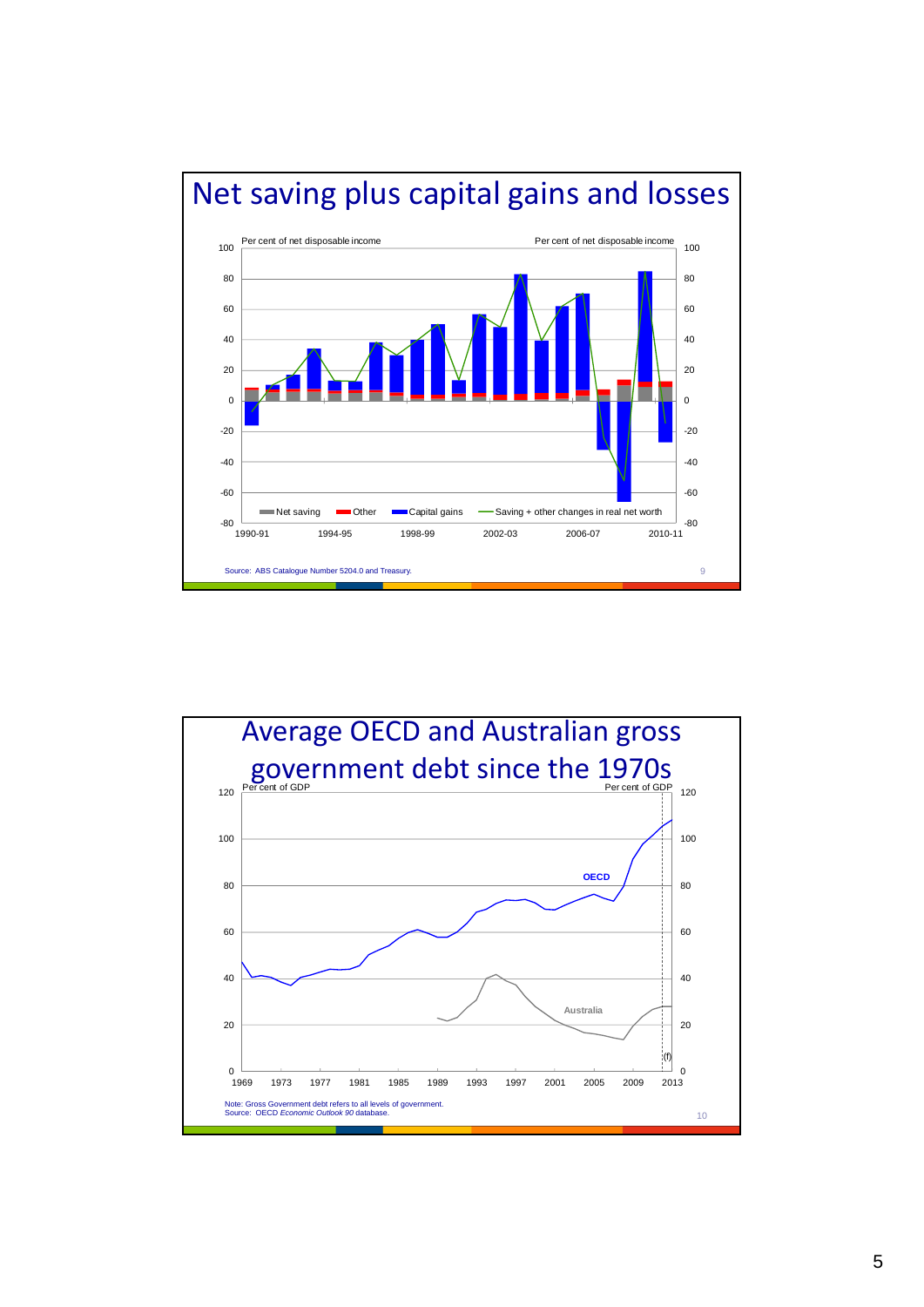# Net saving plus capital gains and losses

Per cent of net disposable income

Per cent of net disposable income

100 80 60 40 20 0 -20 -40 -60 -80

Net saving | Other | Capital gains | Saving + other changes in real net worth

1990-91 1994-95 1998-99 2002-03 2006-07 2010-11

Source: ABS Catalogue Number 5204.0 and Treasury.

# Average OECD and Australian gross government debt since the 1970s

Per cent of GDP

Per cent of GDP

120 100 80 60 40 20 0

OECD

Australia

(f)

1969 1973 1977 1981 1985 1989 1993 1997 2001 2005 2009 2013

Note: Gross Government debt refers to all levels of government.
Source: OECD *Economic Outlook 90* database.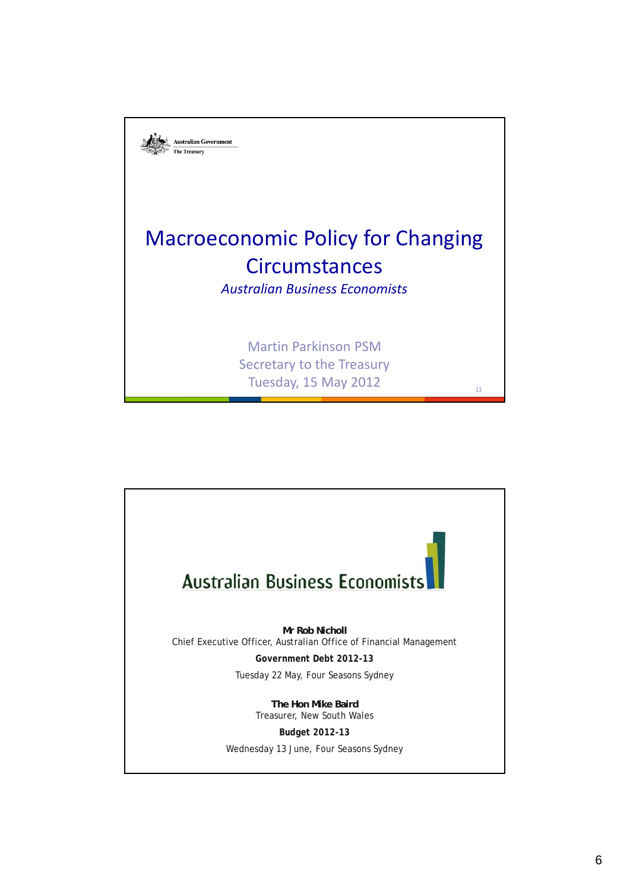Australian Government
The Treasury

# Macroeconomic Policy for Changing Circumstances

*Australian Business Economists*

Martin Parkinson PSM
Secretary to the Treasury
Tuesday, 15 May 2012

---

## Australian Business Economists

**Mr Rob Nicholl**
Chief Executive Officer, Australian Office of Financial Management

**Government Debt 2012-13**

Tuesday 22 May, Four Seasons Sydney

**The Hon Mike Baird**
Treasurer, New South Wales

**Budget 2012-13**

Wednesday 13 June, Four Seasons Sydney